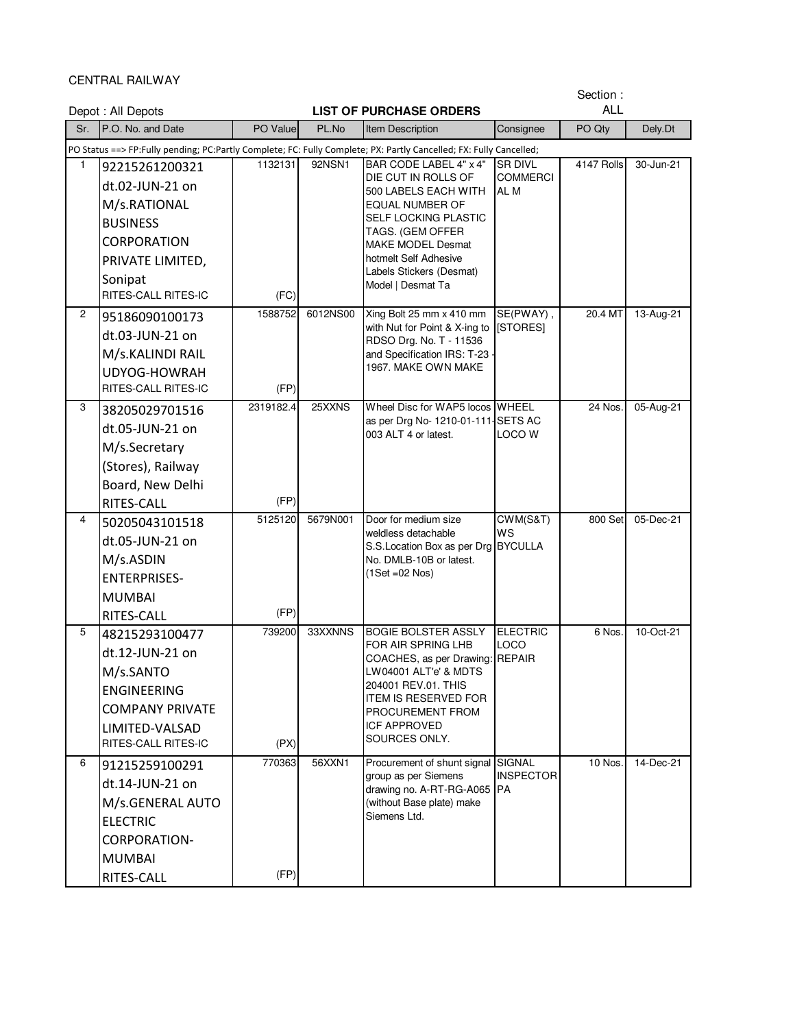CENTRAL RAILWAY

Depot : All Depots

**LIST OF PURCHASE ORDERS**

Section : ALL

| Sr. | P.O. No. and Date | PO Value | PL.No | Item Description | Consignee | PO Qty | Dely.Dt |
|---|---|---|---|---|---|---|---|
| PO Status ==> FP:Fully pending; PC:Partly Complete; FC: Fully Complete; PX: Partly Cancelled; FX: Fully Cancelled; | | | | | | | |
| 1 | 92215261200321 dt.02-JUN-21 on M/s.RATIONAL BUSINESS CORPORATION PRIVATE LIMITED, Sonipat RITES-CALL RITES-IC | 1132131 (FC) | 92NSN1 | BAR CODE LABEL 4" x 4" DIE CUT IN ROLLS OF 500 LABELS EACH WITH EQUAL NUMBER OF SELF LOCKING PLASTIC TAGS. (GEM OFFER MAKE MODEL Desmat hotmelt Self Adhesive Labels Stickers (Desmat) Model \| Desmat Ta | SR DIVL COMMERCI AL M | 4147 Rolls | 30-Jun-21 |
| 2 | 95186090100173 dt.03-JUN-21 on M/s.KALINDI RAIL UDYOG-HOWRAH RITES-CALL RITES-IC | 1588752 (FP) | 6012NS00 | Xing Bolt 25 mm x 410 mm with Nut for Point & X-ing to RDSO Drg. No. T - 11536 and Specification IRS: T-23 - 1967. MAKE OWN MAKE | SE(PWAY) , [STORES] | 20.4 MT | 13-Aug-21 |
| 3 | 38205029701516 dt.05-JUN-21 on M/s.Secretary (Stores), Railway Board, New Delhi RITES-CALL | 2319182.4 (FP) | 25XXNS | Wheel Disc for WAP5 locos as per Drg No- 1210-01-111-003 ALT 4 or latest. | WHEEL SETS AC LOCO W | 24 Nos. | 05-Aug-21 |
| 4 | 50205043101518 dt.05-JUN-21 on M/s.ASDIN ENTERPRISES-MUMBAI RITES-CALL | 5125120 (FP) | 5679N001 | Door for medium size weldless detachable S.S.Location Box as per Drg No. DMLB-10B or latest. (1Set =02 Nos) | CWM(S&T) WS BYCULLA | 800 Set | 05-Dec-21 |
| 5 | 48215293100477 dt.12-JUN-21 on M/s.SANTO ENGINEERING COMPANY PRIVATE LIMITED-VALSAD RITES-CALL RITES-IC | 739200 (PX) | 33XXNNS | BOGIE BOLSTER ASSLY FOR AIR SPRING LHB COACHES, as per Drawing: LW04001 ALT'e' & MDTS 204001 REV.01. THIS ITEM IS RESERVED FOR PROCUREMENT FROM ICF APPROVED SOURCES ONLY. | ELECTRIC LOCO REPAIR | 6 Nos. | 10-Oct-21 |
| 6 | 91215259100291 dt.14-JUN-21 on M/s.GENERAL AUTO ELECTRIC CORPORATION-MUMBAI RITES-CALL | 770363 (FP) | 56XXN1 | Procurement of shunt signal group as per Siemens drawing no. A-RT-RG-A065 (without Base plate) make Siemens Ltd. | SIGNAL INSPECTOR PA | 10 Nos. | 14-Dec-21 |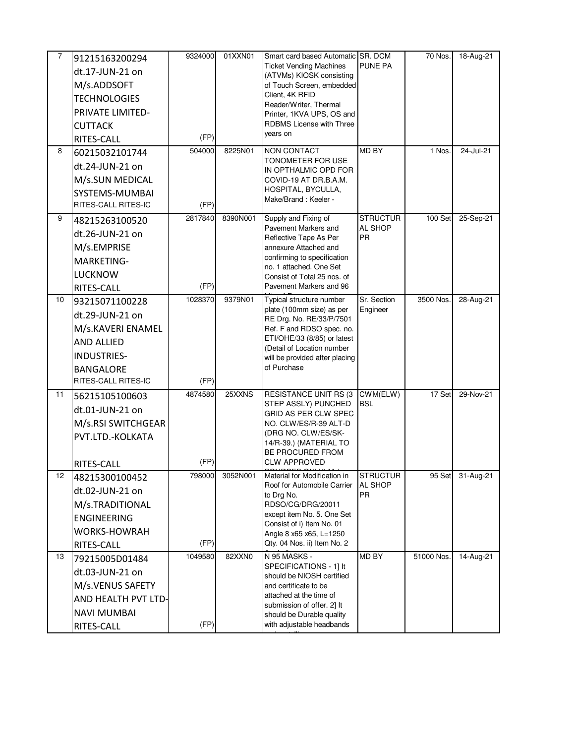| | | | | | | | |
|---|---|---|---|---|---|---|---|
| 7 | 91215163200294 dt.17-JUN-21 on M/s.ADDSOFT TECHNOLOGIES PRIVATE LIMITED-CUTTACK RITES-CALL | 9324000 (FP) | 01XXN01 | Smart card based Automatic Ticket Vending Machines (ATVMs) KIOSK consisting of Touch Screen, embedded Client, 4K RFID Reader/Writer, Thermal Printer, 1KVA UPS, OS and RDBMS License with Three years on | SR. DCM PUNE PA | 70 Nos. | 18-Aug-21 |
| 8 | 60215032101744 dt.24-JUN-21 on M/s.SUN MEDICAL SYSTEMS-MUMBAI RITES-CALL RITES-IC | 504000 (FP) | 8225N01 | NON CONTACT TONOMETER FOR USE IN OPTHALMIC OPD FOR COVID-19 AT DR.B.A.M. HOSPITAL, BYCULLA, Make/Brand : Keeler - | MD BY | 1 Nos. | 24-Jul-21 |
| 9 | 48215263100520 dt.26-JUN-21 on M/s.EMPRISE MARKETING-LUCKNOW RITES-CALL | 2817840 (FP) | 8390N001 | Supply and Fixing of Pavement Markers and Reflective Tape As Per annexure Attached and confirming to specification no. 1 attached. One Set Consist of Total 25 nos. of Pavement Markers and 96 | STRUCTURAL SHOP PR | 100 Set | 25-Sep-21 |
| 10 | 93215071100228 dt.29-JUN-21 on M/s.KAVERI ENAMEL AND ALLIED INDUSTRIES-BANGALORE RITES-CALL RITES-IC | 1028370 (FP) | 9379N01 | Typical structure number plate (100mm size) as per RE Drg. No. RE/33/P/7501 Ref. F and RDSO spec. no. ETI/OHE/33 (8/85) or latest (Detail of Location number will be provided after placing of Purchase | Sr. Section Engineer | 3500 Nos. | 28-Aug-21 |
| 11 | 56215105100603 dt.01-JUN-21 on M/s.RSI SWITCHGEAR PVT.LTD.-KOLKATA RITES-CALL | 4874580 (FP) | 25XXNS | RESISTANCE UNIT RS (3 STEP ASSLY) PUNCHED GRID AS PER CLW SPEC NO. CLW/ES/R-39 ALT-D (DRG NO. CLW/ES/SK-14/R-39.) (MATERIAL TO BE PROCURED FROM CLW APPROVED | CWM(ELW) BSL | 17 Set | 29-Nov-21 |
| 12 | 48215300100452 dt.02-JUN-21 on M/s.TRADITIONAL ENGINEERING WORKS-HOWRAH RITES-CALL | 798000 (FP) | 3052N001 | Material for Modification in Roof for Automobile Carrier to Drg No. RDSO/CG/DRG/20011 except item No. 5. One Set Consist of i) Item No. 01 Angle 8 x65 x65, L=1250 Qty. 04 Nos. ii) Item No. 2 | STRUCTURAL SHOP PR | 95 Set | 31-Aug-21 |
| 13 | 79215005D01484 dt.03-JUN-21 on M/s.VENUS SAFETY AND HEALTH PVT LTD-NAVI MUMBAI RITES-CALL | 1049580 (FP) | 82XXN0 | N 95 MASKS - SPECIFICATIONS - 1] It should be NIOSH certified and certificate to be attached at the time of submission of offer. 2] It should be Durable quality with adjustable headbands | MD BY | 51000 Nos. | 14-Aug-21 |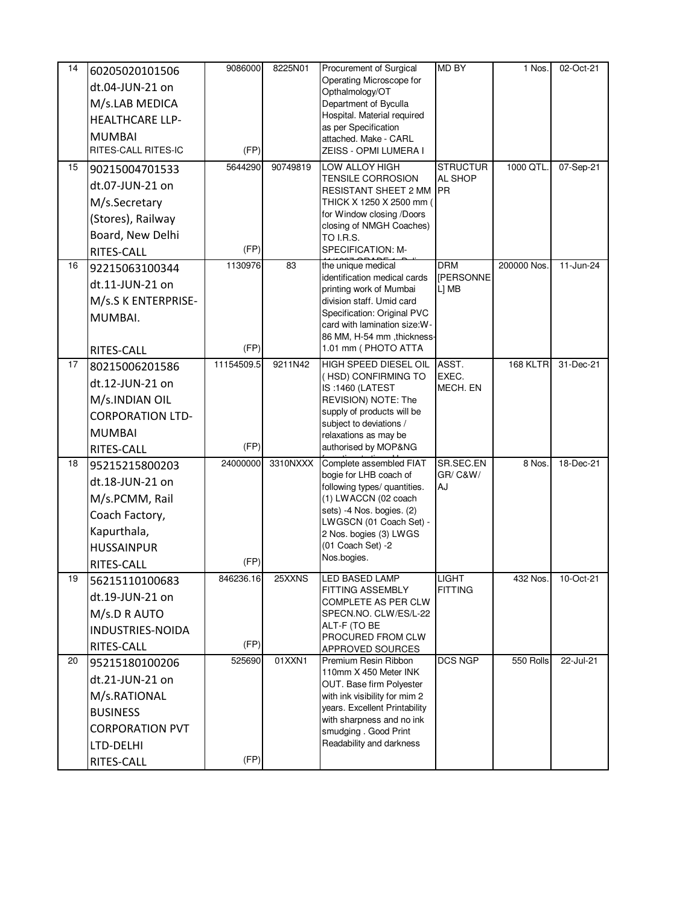| | | | | | | | |
|---|---|---|---|---|---|---|---|
| 14 | 60205020101506 dt.04-JUN-21 on M/s.LAB MEDICA HEALTHCARE LLP-MUMBAI RITES-CALL RITES-IC | 9086000 (FP) | 8225N01 | Procurement of Surgical Operating Microscope for Opthalmology/OT Department of Byculla Hospital. Material required as per Specification attached. Make - CARL ZEISS - OPMI LUMERA I | MD BY | 1 Nos. | 02-Oct-21 |
| 15 | 90215004701533 dt.07-JUN-21 on M/s.Secretary (Stores), Railway Board, New Delhi RITES-CALL | 5644290 (FP) | 90749819 | LOW ALLOY HIGH TENSILE CORROSION RESISTANT SHEET 2 MM THICK X 1250 X 2500 mm ( for Window closing /Doors closing of NMGH Coaches) TO I.R.S. SPECIFICATION: M- | STRUCTURAL SHOP PR | 1000 QTL. | 07-Sep-21 |
| 16 | 92215063100344 dt.11-JUN-21 on M/s.S K ENTERPRISE-MUMBAI. RITES-CALL | 1130976 (FP) | 83 | the unique medical identification medical cards printing work of Mumbai division staff. Umid card Specification: Original PVC card with lamination size:W-86 MM, H-54 mm ,thickness-1.01 mm ( PHOTO ATTA | DRM [PERSONNEL] MB | 200000 Nos. | 11-Jun-24 |
| 17 | 80215006201586 dt.12-JUN-21 on M/s.INDIAN OIL CORPORATION LTD-MUMBAI RITES-CALL | 11154509.5 (FP) | 9211N42 | HIGH SPEED DIESEL OIL ( HSD) CONFIRMING TO IS :1460 (LATEST REVISION) NOTE: The supply of products will be subject to deviations / relaxations as may be authorised by MOP&NG | ASST. EXEC. MECH. EN | 168 KLTR | 31-Dec-21 |
| 18 | 95215215800203 dt.18-JUN-21 on M/s.PCMM, Rail Coach Factory, Kapurthala, HUSSAINPUR RITES-CALL | 24000000 (FP) | 3310NXXX | Complete assembled FIAT bogie for LHB coach of following types/ quantities. (1) LWACCN (02 coach sets) -4 Nos. bogies. (2) LWGSCN (01 Coach Set) - 2 Nos. bogies (3) LWGS (01 Coach Set) -2 Nos.bogies. | SR.SEC.ENGR/ C&W/ AJ | 8 Nos. | 18-Dec-21 |
| 19 | 56215110100683 dt.19-JUN-21 on M/s.D R AUTO INDUSTRIES-NOIDA RITES-CALL | 846236.16 (FP) | 25XXNS | LED BASED LAMP FITTING ASSEMBLY COMPLETE AS PER CLW SPECN.NO. CLW/ES/L-22 ALT-F (TO BE PROCURED FROM CLW APPROVED SOURCES | LIGHT FITTING | 432 Nos. | 10-Oct-21 |
| 20 | 95215180100206 dt.21-JUN-21 on M/s.RATIONAL BUSINESS CORPORATION PVT LTD-DELHI RITES-CALL | 525690 (FP) | 01XXN1 | Premium Resin Ribbon 110mm X 450 Meter INK OUT. Base firm Polyester with ink visibility for mim 2 years. Excellent Printability with sharpness and no ink smudging . Good Print Readability and darkness | DCS NGP | 550 Rolls | 22-Jul-21 |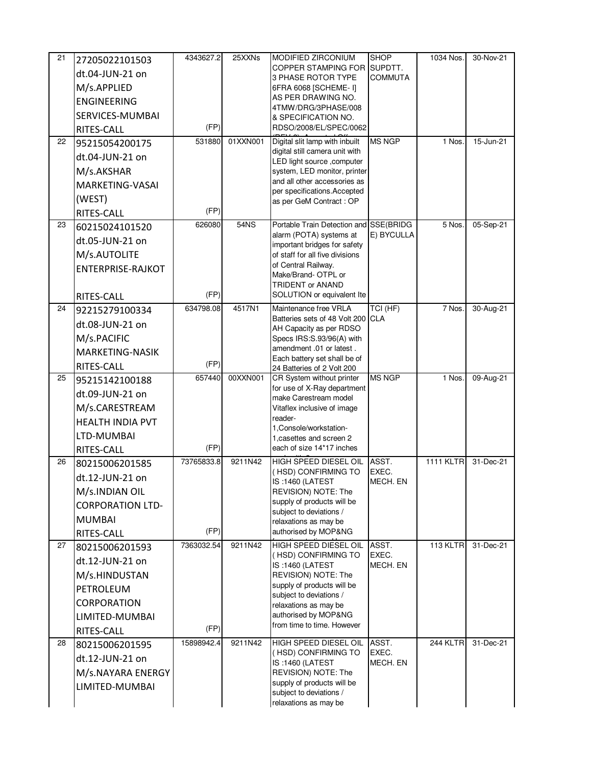| | | | | | | | |
|---|---|---|---|---|---|---|---|
| 21 | 27205022101503 dt.04-JUN-21 on M/s.APPLIED ENGINEERING SERVICES-MUMBAI RITES-CALL | 4343627.2 (FP) | 25XXNs | MODIFIED ZIRCONIUM COPPER STAMPING FOR 3 PHASE ROTOR TYPE 6FRA 6068 [SCHEME- I] AS PER DRAWING NO. 4TMW/DRG/3PHASE/008 & SPECIFICATION NO. RDSO/2008/EL/SPEC/0062 | SHOP SUPDTT. COMMUTA | 1034 Nos. | 30-Nov-21 |
| 22 | 95215054200175 dt.04-JUN-21 on M/s.AKSHAR MARKETING-VASAI (WEST) RITES-CALL | 531880 (FP) | 01XXN001 | Digital slit lamp with inbuilt digital still camera unit with LED light source ,computer system, LED monitor, printer and all other accessories as per specifications.Accepted as per GeM Contract : OP | MS NGP | 1 Nos. | 15-Jun-21 |
| 23 | 60215024101520 dt.05-JUN-21 on M/s.AUTOLITE ENTERPRISE-RAJKOT RITES-CALL | 626080 (FP) | 54NS | Portable Train Detection and alarm (POTA) systems at important bridges for safety of staff for all five divisions of Central Railway. Make/Brand- OTPL or TRIDENT or ANAND SOLUTION or equivalent Ite | SSE(BRIDGE) BYCULLA | 5 Nos. | 05-Sep-21 |
| 24 | 92215279100334 dt.08-JUN-21 on M/s.PACIFIC MARKETING-NASIK RITES-CALL | 634798.08 (FP) | 4517N1 | Maintenance free VRLA Batteries sets of 48 Volt 200 AH Capacity as per RDSO Specs IRS:S.93/96(A) with amendment .01 or latest . Each battery set shall be of 24 Batteries of 2 Volt 200 | TCI (HF) CLA | 7 Nos. | 30-Aug-21 |
| 25 | 95215142100188 dt.09-JUN-21 on M/s.CARESTREAM HEALTH INDIA PVT LTD-MUMBAI RITES-CALL | 657440 (FP) | 00XXN001 | CR System without printer for use of X-Ray department make Carestream model Vitaflex inclusive of image reader-1,Console/workstation-1,casettes and screen 2 each of size 14*17 inches | MS NGP | 1 Nos. | 09-Aug-21 |
| 26 | 80215006201585 dt.12-JUN-21 on M/s.INDIAN OIL CORPORATION LTD-MUMBAI RITES-CALL | 73765833.8 (FP) | 9211N42 | HIGH SPEED DIESEL OIL ( HSD) CONFIRMING TO IS :1460 (LATEST REVISION) NOTE: The supply of products will be subject to deviations / relaxations as may be authorised by MOP&NG | ASST. EXEC. MECH. EN | 1111 KLTR | 31-Dec-21 |
| 27 | 80215006201593 dt.12-JUN-21 on M/s.HINDUSTAN PETROLEUM CORPORATION LIMITED-MUMBAI RITES-CALL | 7363032.54 (FP) | 9211N42 | HIGH SPEED DIESEL OIL ( HSD) CONFIRMING TO IS :1460 (LATEST REVISION) NOTE: The supply of products will be subject to deviations / relaxations as may be authorised by MOP&NG from time to time. However | ASST. EXEC. MECH. EN | 113 KLTR | 31-Dec-21 |
| 28 | 80215006201595 dt.12-JUN-21 on M/s.NAYARA ENERGY LIMITED-MUMBAI | 15898942.4 | 9211N42 | HIGH SPEED DIESEL OIL ( HSD) CONFIRMING TO IS :1460 (LATEST REVISION) NOTE: The supply of products will be subject to deviations / relaxations as may be | ASST. EXEC. MECH. EN | 244 KLTR | 31-Dec-21 |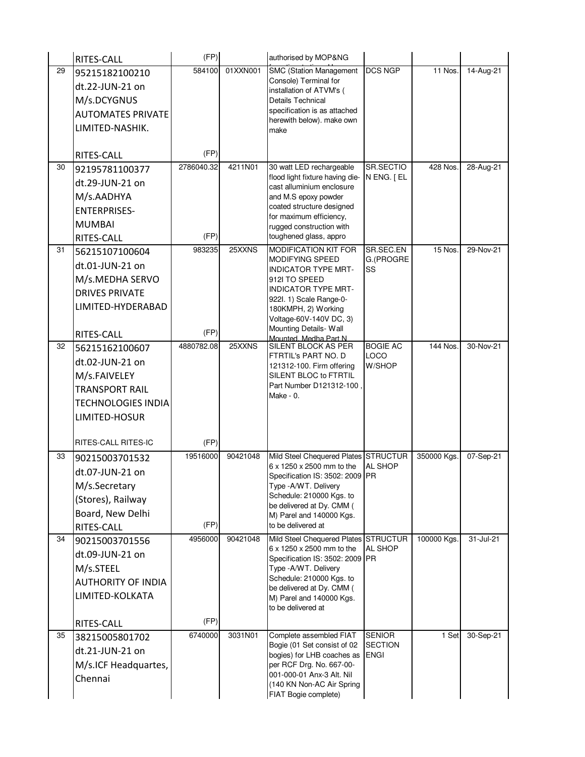| | | | | | | | |
|---|---|---|---|---|---|---|---|
| | RITES-CALL | (FP) | | authorised by MOP&NG | | | |
| 29 | 95215182100210 dt.22-JUN-21 on M/s.DCYGNUS AUTOMATES PRIVATE LIMITED-NASHIK. RITES-CALL | 584100 (FP) | 01XXN001 | SMC (Station Management Console) Terminal for installation of ATVM's ( Details Technical specification is as attached herewith below). make own make | DCS NGP | 11 Nos. | 14-Aug-21 |
| 30 | 92195781100377 dt.29-JUN-21 on M/s.AADHYA ENTERPRISES-MUMBAI RITES-CALL | 2786040.32 (FP) | 4211N01 | 30 watt LED rechargeable flood light fixture having die-cast alluminium enclosure and M.S epoxy powder coated structure designed for maximum efficiency, rugged construction with toughened glass, appro | SR.SECTION ENG. [ EL | 428 Nos. | 28-Aug-21 |
| 31 | 56215107100604 dt.01-JUN-21 on M/s.MEDHA SERVO DRIVES PRIVATE LIMITED-HYDERABAD RITES-CALL | 983235 (FP) | 25XXNS | MODIFICATION KIT FOR MODIFYING SPEED INDICATOR TYPE MRT-912I TO SPEED INDICATOR TYPE MRT-922I. 1) Scale Range-0-180KMPH, 2) Working Voltage-60V-140V DC, 3) Mounting Details- Wall Mounted, Medha Part N | SR.SEC.ENG.(PROGRESS | 15 Nos. | 29-Nov-21 |
| 32 | 56215162100607 dt.02-JUN-21 on M/s.FAIVELEY TRANSPORT RAIL TECHNOLOGIES INDIA LIMITED-HOSUR RITES-CALL RITES-IC | 4880782.08 (FP) | 25XXNS | SILENT BLOCK AS PER FTRTIL's PART NO. D 121312-100. Firm offering SILENT BLOC to FTRTIL Part Number D121312-100 , Make - 0. | BOGIE AC LOCO W/SHOP | 144 Nos. | 30-Nov-21 |
| 33 | 90215003701532 dt.07-JUN-21 on M/s.Secretary (Stores), Railway Board, New Delhi RITES-CALL | 19516000 (FP) | 90421048 | Mild Steel Chequered Plates 6 x 1250 x 2500 mm to the Specification IS: 3502: 2009 Type -A/WT. Delivery Schedule: 210000 Kgs. to be delivered at Dy. CMM ( M) Parel and 140000 Kgs. to be delivered at | STRUCTURAL SHOP PR | 350000 Kgs. | 07-Sep-21 |
| 34 | 90215003701556 dt.09-JUN-21 on M/s.STEEL AUTHORITY OF INDIA LIMITED-KOLKATA RITES-CALL | 4956000 (FP) | 90421048 | Mild Steel Chequered Plates 6 x 1250 x 2500 mm to the Specification IS: 3502: 2009 Type -A/WT. Delivery Schedule: 210000 Kgs. to be delivered at Dy. CMM ( M) Parel and 140000 Kgs. to be delivered at | STRUCTURAL SHOP PR | 100000 Kgs. | 31-Jul-21 |
| 35 | 38215005801702 dt.21-JUN-21 on M/s.ICF Headquartes, Chennai | 6740000 | 3031N01 | Complete assembled FIAT Bogie (01 Set consist of 02 bogies) for LHB coaches as per RCF Drg. No. 667-00-001-000-01 Anx-3 Alt. Nil (140 KN Non-AC Air Spring FIAT Bogie complete) | SENIOR SECTION ENGI | 1 Set | 30-Sep-21 |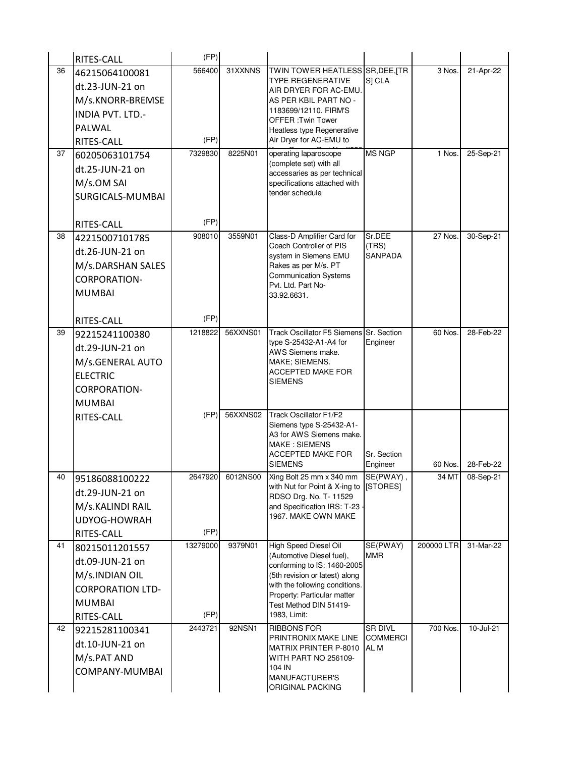| | | | | | | | |
|---|---|---|---|---|---|---|---|
| | RITES-CALL | (FP) | | | | | |
| 36 | 46215064100081 dt.23-JUN-21 on M/s.KNORR-BREMSE INDIA PVT. LTD.-PALWAL RITES-CALL | 566400 (FP) | 31XXNNS | TWIN TOWER HEATLESS TYPE REGENERATIVE AIR DRYER FOR AC-EMU. AS PER KBIL PART NO - 1183699/12110. FIRM'S OFFER :Twin Tower Heatless type Regenerative Air Dryer for AC-EMU to | SR,DEE,[TRS] CLA | 3 Nos. | 21-Apr-22 |
| 37 | 60205063101754 dt.25-JUN-21 on M/s.OM SAI SURGICALS-MUMBAI RITES-CALL | 7329830 (FP) | 8225N01 | operating laparoscope (complete set) with all accessaries as per technical specifications attached with tender schedule | MS NGP | 1 Nos. | 25-Sep-21 |
| 38 | 42215007101785 dt.26-JUN-21 on M/s.DARSHAN SALES CORPORATION-MUMBAI RITES-CALL | 908010 (FP) | 3559N01 | Class-D Amplifier Card for Coach Controller of PIS system in Siemens EMU Rakes as per M/s. PT Communication Systems Pvt. Ltd. Part No-33.92.6631. | Sr.DEE (TRS) SANPADA | 27 Nos. | 30-Sep-21 |
| 39 | 92215241100380 dt.29-JUN-21 on M/s.GENERAL AUTO ELECTRIC CORPORATION-MUMBAI RITES-CALL | 1218822 (FP) | 56XXNS01 | Track Oscillator F5 Siemens type S-25432-A1-A4 for AWS Siemens make. MAKE; SIEMENS. ACCEPTED MAKE FOR SIEMENS | Sr. Section Engineer | 60 Nos. | 28-Feb-22 |
| | | | 56XXNS02 | Track Oscillator F1/F2 Siemens type S-25432-A1-A3 for AWS Siemens make. MAKE : SIEMENS ACCEPTED MAKE FOR SIEMENS | Sr. Section Engineer | 60 Nos. | 28-Feb-22 |
| 40 | 95186088100222 dt.29-JUN-21 on M/s.KALINDI RAIL UDYOG-HOWRAH RITES-CALL | 2647920 (FP) | 6012NS00 | Xing Bolt 25 mm x 340 mm with Nut for Point & X-ing to RDSO Drg. No. T- 11529 and Specification IRS: T-23 - 1967. MAKE OWN MAKE | SE(PWAY) , [STORES] | 34 MT | 08-Sep-21 |
| 41 | 80215011201557 dt.09-JUN-21 on M/s.INDIAN OIL CORPORATION LTD-MUMBAI RITES-CALL | 13279000 (FP) | 9379N01 | High Speed Diesel Oil (Automotive Diesel fuel), conforming to IS: 1460-2005 (5th revision or latest) along with the following conditions. Property: Particular matter Test Method DIN 51419-1983, Limit: | SE(PWAY) MMR | 200000 LTR | 31-Mar-22 |
| 42 | 92215281100341 dt.10-JUN-21 on M/s.PAT AND COMPANY-MUMBAI | 2443721 | 92NSN1 | RIBBONS FOR PRINTRONIX MAKE LINE MATRIX PRINTER P-8010 WITH PART NO 256109-104 IN MANUFACTURER'S ORIGINAL PACKING | SR DIVL COMMERCIAL M | 700 Nos. | 10-Jul-21 |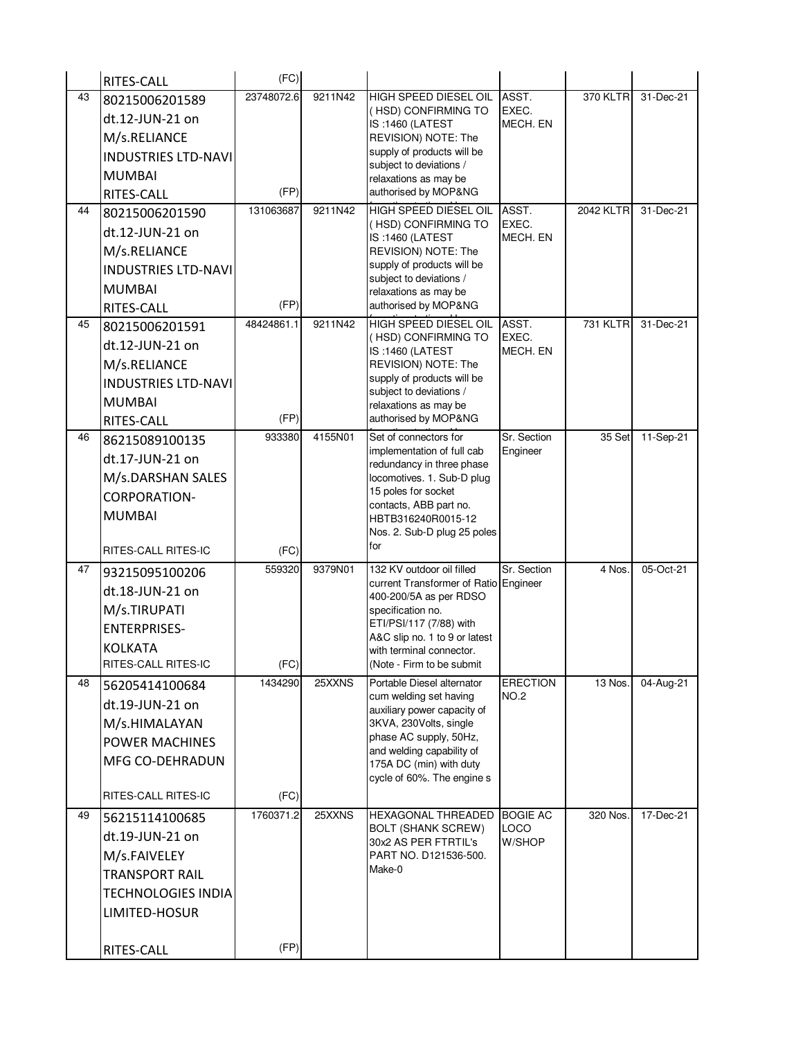| | | | | | | | |
|---|---|---|---|---|---|---|---|
| | RITES-CALL | (FC) | | | | | |
| 43 | 80215006201589 dt.12-JUN-21 on M/s.RELIANCE INDUSTRIES LTD-NAVI MUMBAI RITES-CALL | 23748072.6 (FP) | 9211N42 | HIGH SPEED DIESEL OIL ( HSD) CONFIRMING TO IS :1460 (LATEST REVISION) NOTE: The supply of products will be subject to deviations / relaxations as may be authorised by MOP&NG | ASST. EXEC. MECH. EN | 370 KLTR | 31-Dec-21 |
| 44 | 80215006201590 dt.12-JUN-21 on M/s.RELIANCE INDUSTRIES LTD-NAVI MUMBAI RITES-CALL | 131063687 (FP) | 9211N42 | HIGH SPEED DIESEL OIL ( HSD) CONFIRMING TO IS :1460 (LATEST REVISION) NOTE: The supply of products will be subject to deviations / relaxations as may be authorised by MOP&NG | ASST. EXEC. MECH. EN | 2042 KLTR | 31-Dec-21 |
| 45 | 80215006201591 dt.12-JUN-21 on M/s.RELIANCE INDUSTRIES LTD-NAVI MUMBAI RITES-CALL | 48424861.1 (FP) | 9211N42 | HIGH SPEED DIESEL OIL ( HSD) CONFIRMING TO IS :1460 (LATEST REVISION) NOTE: The supply of products will be subject to deviations / relaxations as may be authorised by MOP&NG | ASST. EXEC. MECH. EN | 731 KLTR | 31-Dec-21 |
| 46 | 86215089100135 dt.17-JUN-21 on M/s.DARSHAN SALES CORPORATION-MUMBAI RITES-CALL RITES-IC | 933380 (FC) | 4155N01 | Set of connectors for implementation of full cab redundancy in three phase locomotives. 1. Sub-D plug 15 poles for socket contacts, ABB part no. HBTB316240R0015-12 Nos. 2. Sub-D plug 25 poles for | Sr. Section Engineer | 35 Set | 11-Sep-21 |
| 47 | 93215095100206 dt.18-JUN-21 on M/s.TIRUPATI ENTERPRISES-KOLKATA RITES-CALL RITES-IC | 559320 (FC) | 9379N01 | 132 KV outdoor oil filled current Transformer of Ratio 400-200/5A as per RDSO specification no. ETI/PSI/117 (7/88) with A&C slip no. 1 to 9 or latest with terminal connector. (Note - Firm to be submit | Sr. Section Engineer | 4 Nos. | 05-Oct-21 |
| 48 | 56205414100684 dt.19-JUN-21 on M/s.HIMALAYAN POWER MACHINES MFG CO-DEHRADUN RITES-CALL RITES-IC | 1434290 (FC) | 25XXNS | Portable Diesel alternator cum welding set having auxiliary power capacity of 3KVA, 230Volts, single phase AC supply, 50Hz, and welding capability of 175A DC (min) with duty cycle of 60%. The engine s | ERECTION NO.2 | 13 Nos. | 04-Aug-21 |
| 49 | 56215114100685 dt.19-JUN-21 on M/s.FAIVELEY TRANSPORT RAIL TECHNOLOGIES INDIA LIMITED-HOSUR RITES-CALL | 1760371.2 (FP) | 25XXNS | HEXAGONAL THREADED BOLT (SHANK SCREW) 30x2 AS PER FTRTIL's PART NO. D121536-500. Make-0 | BOGIE AC LOCO W/SHOP | 320 Nos. | 17-Dec-21 |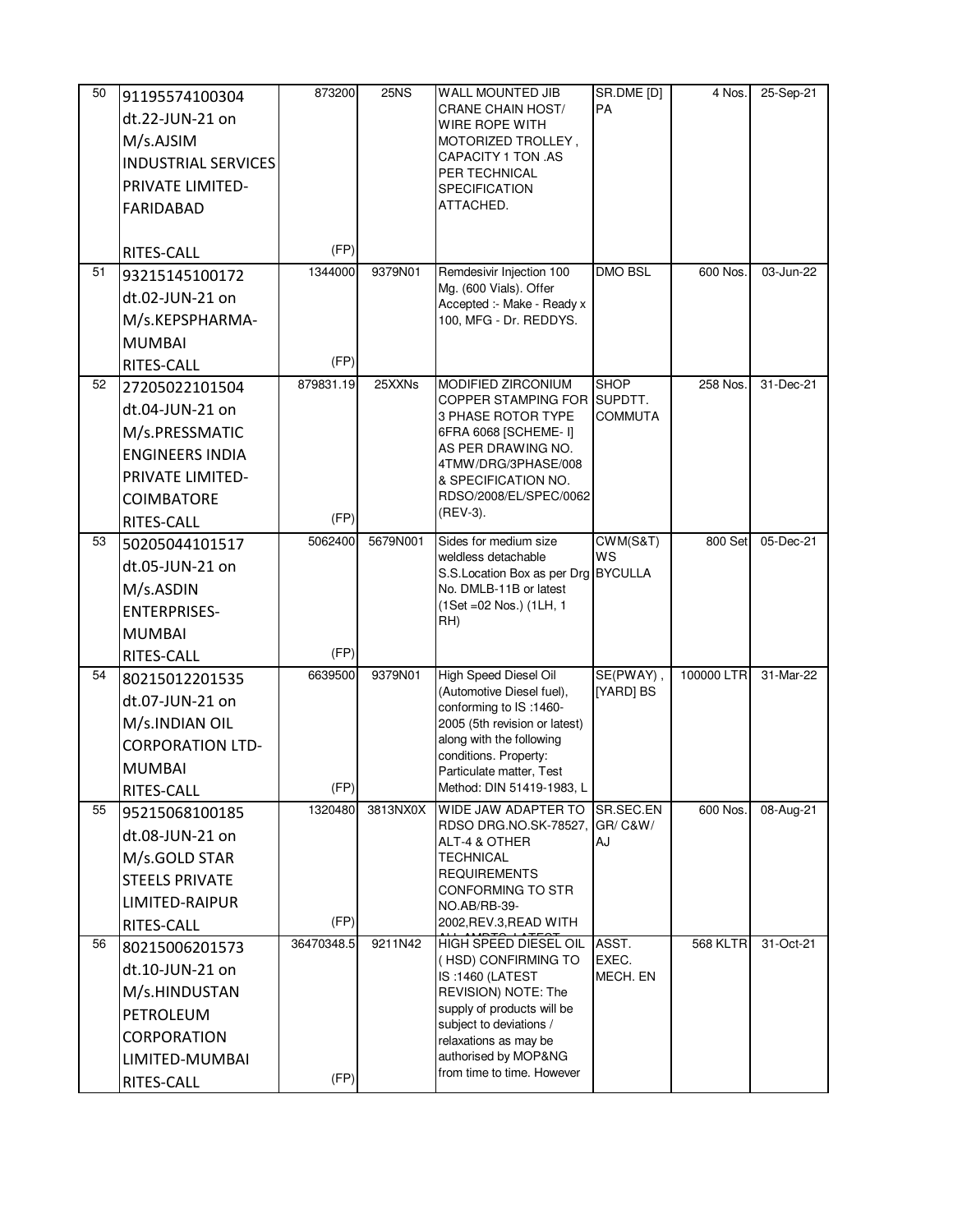| | | | | | | | |
|---|---|---|---|---|---|---|---|
| 50 | 91195574100304 dt.22-JUN-21 on M/s.AJSIM INDUSTRIAL SERVICES PRIVATE LIMITED-FARIDABAD RITES-CALL | 873200 (FP) | 25NS | WALL MOUNTED JIB CRANE CHAIN HOST/ WIRE ROPE WITH MOTORIZED TROLLEY , CAPACITY 1 TON .AS PER TECHNICAL SPECIFICATION ATTACHED. | SR.DME [D] PA | 4 Nos. | 25-Sep-21 |
| 51 | 93215145100172 dt.02-JUN-21 on M/s.KEPSPHARMA-MUMBAI RITES-CALL | 1344000 (FP) | 9379N01 | Remdesivir Injection 100 Mg. (600 Vials). Offer Accepted :- Make - Ready x 100, MFG - Dr. REDDYS. | DMO BSL | 600 Nos. | 03-Jun-22 |
| 52 | 27205022101504 dt.04-JUN-21 on M/s.PRESSMATIC ENGINEERS INDIA PRIVATE LIMITED-COIMBATORE RITES-CALL | 879831.19 (FP) | 25XXNs | MODIFIED ZIRCONIUM COPPER STAMPING FOR 3 PHASE ROTOR TYPE 6FRA 6068 [SCHEME- I] AS PER DRAWING NO. 4TMW/DRG/3PHASE/008 & SPECIFICATION NO. RDSO/2008/EL/SPEC/0062 (REV-3). | SHOP SUPDTT. COMMUTA | 258 Nos. | 31-Dec-21 |
| 53 | 50205044101517 dt.05-JUN-21 on M/s.ASDIN ENTERPRISES-MUMBAI RITES-CALL | 5062400 (FP) | 5679N001 | Sides for medium size weldless detachable S.S.Location Box as per Drg No. DMLB-11B or latest (1Set =02 Nos.) (1LH, 1 RH) | CWM(S&T) WS BYCULLA | 800 Set | 05-Dec-21 |
| 54 | 80215012201535 dt.07-JUN-21 on M/s.INDIAN OIL CORPORATION LTD-MUMBAI RITES-CALL | 6639500 (FP) | 9379N01 | High Speed Diesel Oil (Automotive Diesel fuel), conforming to IS :1460-2005 (5th revision or latest) along with the following conditions. Property: Particulate matter, Test Method: DIN 51419-1983, L | SE(PWAY) , [YARD] BS | 100000 LTR | 31-Mar-22 |
| 55 | 95215068100185 dt.08-JUN-21 on M/s.GOLD STAR STEELS PRIVATE LIMITED-RAIPUR RITES-CALL | 1320480 (FP) | 3813NX0X | WIDE JAW ADAPTER TO RDSO DRG.NO.SK-78527, ALT-4 & OTHER TECHNICAL REQUIREMENTS CONFORMING TO STR NO.AB/RB-39-2002,REV.3,READ WITH | SR.SEC.EN GR/ C&W/ AJ | 600 Nos. | 08-Aug-21 |
| 56 | 80215006201573 dt.10-JUN-21 on M/s.HINDUSTAN PETROLEUM CORPORATION LIMITED-MUMBAI RITES-CALL | 36470348.5 (FP) | 9211N42 | HIGH SPEED DIESEL OIL ( HSD) CONFIRMING TO IS :1460 (LATEST REVISION) NOTE: The supply of products will be subject to deviations / relaxations as may be authorised by MOP&NG from time to time. However | ASST. EXEC. MECH. EN | 568 KLTR | 31-Oct-21 |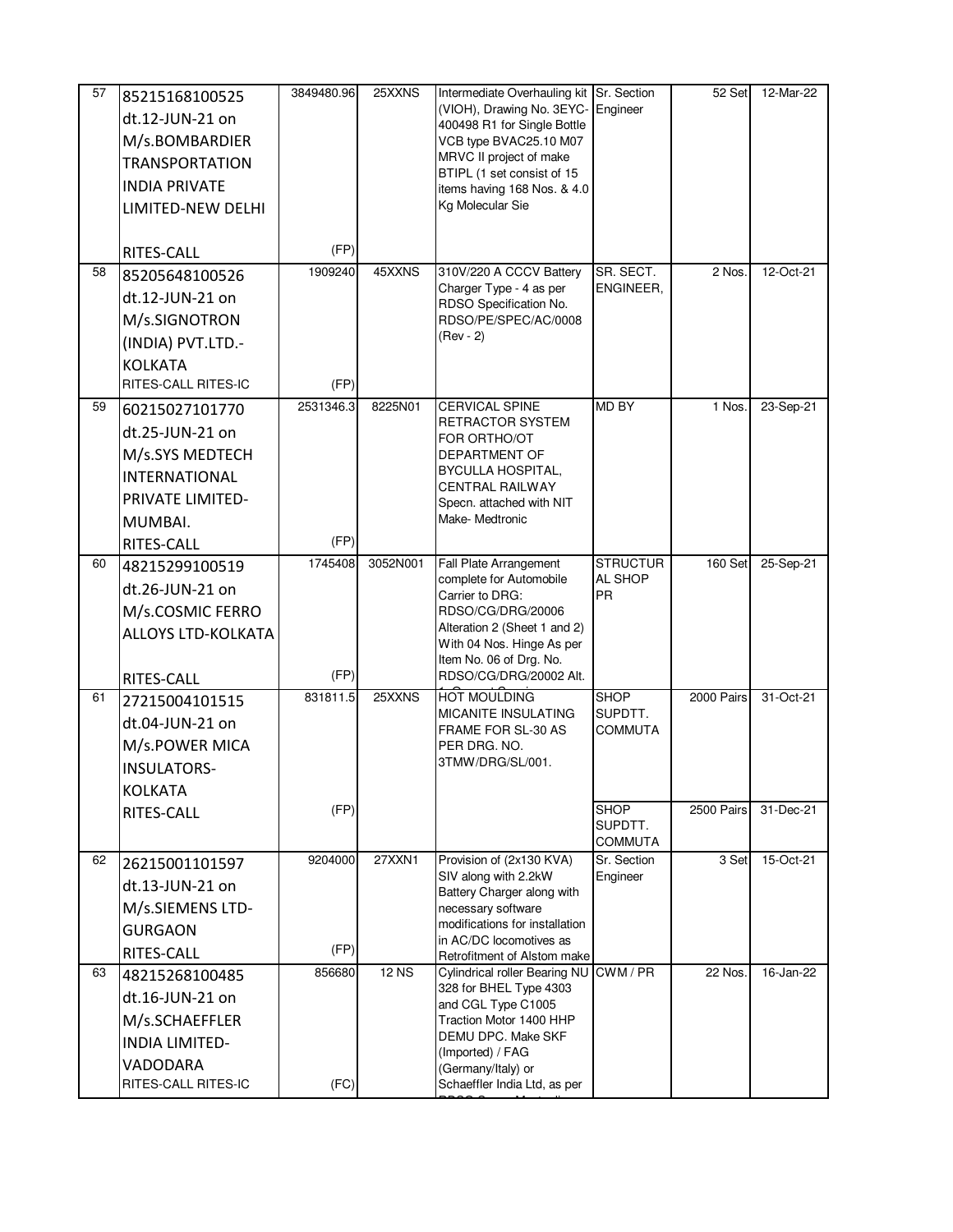| | | | | | | | |
|---|---|---|---|---|---|---|---|
| 57 | 85215168100525 dt.12-JUN-21 on M/s.BOMBARDIER TRANSPORTATION INDIA PRIVATE LIMITED-NEW DELHI RITES-CALL | 3849480.96 (FP) | 25XXNS | Intermediate Overhauling kit (VIOH), Drawing No. 3EYC-400498 R1 for Single Bottle VCB type BVAC25.10 M07 MRVC II project of make BTIPL (1 set consist of 15 items having 168 Nos. & 4.0 Kg Molecular Sie | Sr. Section Engineer | 52 Set | 12-Mar-22 |
| 58 | 85205648100526 dt.12-JUN-21 on M/s.SIGNOTRON (INDIA) PVT.LTD.-KOLKATA RITES-CALL RITES-IC | 1909240 (FP) | 45XXNS | 310V/220 A CCCV Battery Charger Type - 4 as per RDSO Specification No. RDSO/PE/SPEC/AC/0008 (Rev - 2) | SR. SECT. ENGINEER, | 2 Nos. | 12-Oct-21 |
| 59 | 60215027101770 dt.25-JUN-21 on M/s.SYS MEDTECH INTERNATIONAL PRIVATE LIMITED-MUMBAI. RITES-CALL | 2531346.3 (FP) | 8225N01 | CERVICAL SPINE RETRACTOR SYSTEM FOR ORTHO/OT DEPARTMENT OF BYCULLA HOSPITAL, CENTRAL RAILWAY Specn. attached with NIT Make- Medtronic | MD BY | 1 Nos. | 23-Sep-21 |
| 60 | 48215299100519 dt.26-JUN-21 on M/s.COSMIC FERRO ALLOYS LTD-KOLKATA RITES-CALL | 1745408 (FP) | 3052N001 | Fall Plate Arrangement complete for Automobile Carrier to DRG: RDSO/CG/DRG/20006 Alteration 2 (Sheet 1 and 2) With 04 Nos. Hinge As per Item No. 06 of Drg. No. RDSO/CG/DRG/20002 Alt. | STRUCTURAL SHOP PR | 160 Set | 25-Sep-21 |
| 61 | 27215004101515 dt.04-JUN-21 on M/s.POWER MICA INSULATORS-KOLKATA RITES-CALL | 831811.5 (FP) | 25XXNS | HOT MOULDING MICANITE INSULATING FRAME FOR SL-30 AS PER DRG. NO. 3TMW/DRG/SL/001. | SHOP SUPDTT. COMMUTA | 2000 Pairs | 31-Oct-21 |
| | | | | | SHOP SUPDTT. COMMUTA | 2500 Pairs | 31-Dec-21 |
| 62 | 26215001101597 dt.13-JUN-21 on M/s.SIEMENS LTD-GURGAON RITES-CALL | 9204000 (FP) | 27XXN1 | Provision of (2x130 KVA) SIV along with 2.2kW Battery Charger along with necessary software modifications for installation in AC/DC locomotives as Retrofitment of Alstom make | Sr. Section Engineer | 3 Set | 15-Oct-21 |
| 63 | 48215268100485 dt.16-JUN-21 on M/s.SCHAEFFLER INDIA LIMITED-VADODARA RITES-CALL RITES-IC | 856680 (FC) | 12 NS | Cylindrical roller Bearing NU 328 for BHEL Type 4303 and CGL Type C1005 Traction Motor 1400 HHP DEMU DPC. Make SKF (Imported) / FAG (Germany/Italy) or Schaeffler India Ltd, as per | CWM / PR | 22 Nos. | 16-Jan-22 |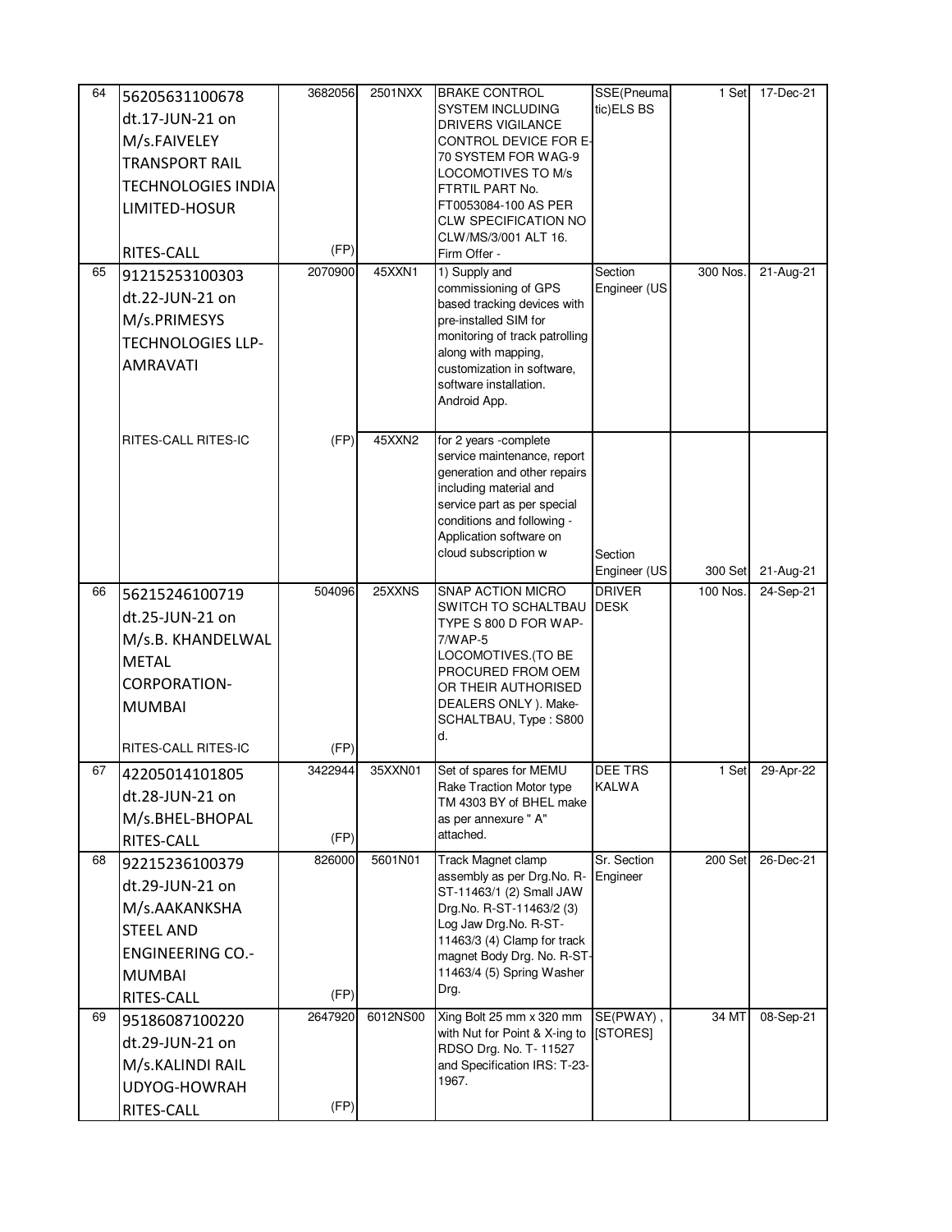| | | | | | | | |
|---|---|---|---|---|---|---|---|
| 64 | 56205631100678 dt.17-JUN-21 on M/s.FAIVELEY TRANSPORT RAIL TECHNOLOGIES INDIA LIMITED-HOSUR RITES-CALL | 3682056 (FP) | 2501NXX | BRAKE CONTROL SYSTEM INCLUDING DRIVERS VIGILANCE CONTROL DEVICE FOR E-70 SYSTEM FOR WAG-9 LOCOMOTIVES TO M/s FTRTIL PART No. FT0053084-100 AS PER CLW SPECIFICATION NO CLW/MS/3/001 ALT 16. Firm Offer - | SSE(Pneumatic)ELS BS | 1 Set | 17-Dec-21 |
| 65 | 91215253100303 dt.22-JUN-21 on M/s.PRIMESYS TECHNOLOGIES LLP-AMRAVATI | 2070900 | 45XXN1 | 1) Supply and commissioning of GPS based tracking devices with pre-installed SIM for monitoring of track patrolling along with mapping, customization in software, software installation. Android App. | Section Engineer (US | 300 Nos. | 21-Aug-21 |
| | RITES-CALL RITES-IC | (FP) | 45XXN2 | for 2 years -complete service maintenance, report generation and other repairs including material and service part as per special conditions and following - Application software on cloud subscription w | Section Engineer (US | 300 Set | 21-Aug-21 |
| 66 | 56215246100719 dt.25-JUN-21 on M/s.B. KHANDELWAL METAL CORPORATION-MUMBAI RITES-CALL RITES-IC | 504096 (FP) | 25XXNS | SNAP ACTION MICRO SWITCH TO SCHALTBAU TYPE S 800 D FOR WAP-7/WAP-5 LOCOMOTIVES.(TO BE PROCURED FROM OEM OR THEIR AUTHORISED DEALERS ONLY ). Make-SCHALTBAU, Type : S800 d. | DRIVER DESK | 100 Nos. | 24-Sep-21 |
| 67 | 42205014101805 dt.28-JUN-21 on M/s.BHEL-BHOPAL RITES-CALL | 3422944 (FP) | 35XXN01 | Set of spares for MEMU Rake Traction Motor type TM 4303 BY of BHEL make as per annexure " A" attached. | DEE TRS KALWA | 1 Set | 29-Apr-22 |
| 68 | 92215236100379 dt.29-JUN-21 on M/s.AAKANKSHA STEEL AND ENGINEERING CO.-MUMBAI RITES-CALL | 826000 (FP) | 5601N01 | Track Magnet clamp assembly as per Drg.No. R-ST-11463/1 (2) Small JAW Drg.No. R-ST-11463/2 (3) Log Jaw Drg.No. R-ST-11463/3 (4) Clamp for track magnet Body Drg. No. R-ST-11463/4 (5) Spring Washer Drg. | Sr. Section Engineer | 200 Set | 26-Dec-21 |
| 69 | 95186087100220 dt.29-JUN-21 on M/s.KALINDI RAIL UDYOG-HOWRAH RITES-CALL | 2647920 (FP) | 6012NS00 | Xing Bolt 25 mm x 320 mm with Nut for Point & X-ing to RDSO Drg. No. T- 11527 and Specification IRS: T-23-1967. | SE(PWAY) , [STORES] | 34 MT | 08-Sep-21 |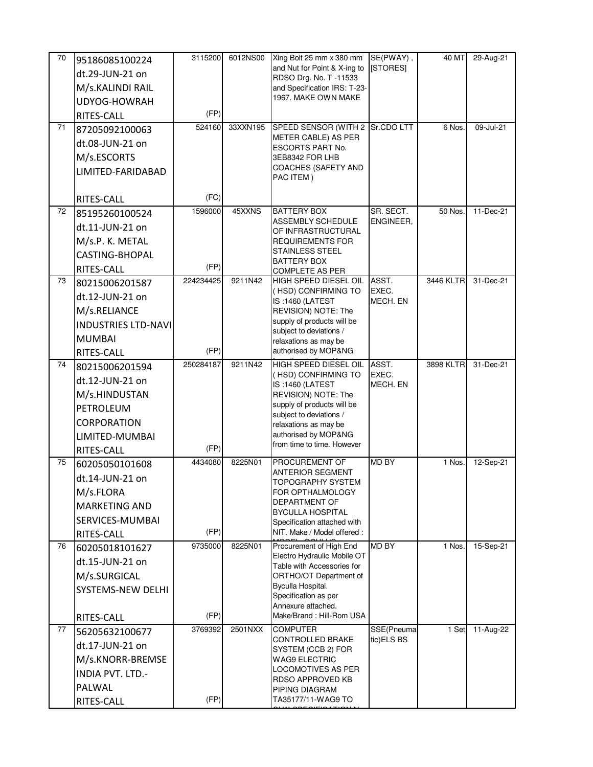| | | | | | | | |
|---|---|---|---|---|---|---|---|
| 70 | 95186085100224 dt.29-JUN-21 on M/s.KALINDI RAIL UDYOG-HOWRAH RITES-CALL | 3115200 (FP) | 6012NS00 | Xing Bolt 25 mm x 380 mm and Nut for Point & X-ing to RDSO Drg. No. T -11533 and Specification IRS: T-23-1967. MAKE OWN MAKE | SE(PWAY) , [STORES] | 40 MT | 29-Aug-21 |
| 71 | 87205092100063 dt.08-JUN-21 on M/s.ESCORTS LIMITED-FARIDABAD RITES-CALL | 524160 (FC) | 33XXN195 | SPEED SENSOR (WITH 2 METER CABLE) AS PER ESCORTS PART No. 3EB8342 FOR LHB COACHES (SAFETY AND PAC ITEM ) | Sr.CDO LTT | 6 Nos. | 09-Jul-21 |
| 72 | 85195260100524 dt.11-JUN-21 on M/s.P. K. METAL CASTING-BHOPAL RITES-CALL | 1596000 (FP) | 45XXNS | BATTERY BOX ASSEMBLY SCHEDULE OF INFRASTRUCTURAL REQUIREMENTS FOR STAINLESS STEEL BATTERY BOX COMPLETE AS PER | SR. SECT. ENGINEER, | 50 Nos. | 11-Dec-21 |
| 73 | 80215006201587 dt.12-JUN-21 on M/s.RELIANCE INDUSTRIES LTD-NAVI MUMBAI RITES-CALL | 224234425 (FP) | 9211N42 | HIGH SPEED DIESEL OIL ( HSD) CONFIRMING TO IS :1460 (LATEST REVISION) NOTE: The supply of products will be subject to deviations / relaxations as may be authorised by MOP&NG | ASST. EXEC. MECH. EN | 3446 KLTR | 31-Dec-21 |
| 74 | 80215006201594 dt.12-JUN-21 on M/s.HINDUSTAN PETROLEUM CORPORATION LIMITED-MUMBAI RITES-CALL | 250284187 (FP) | 9211N42 | HIGH SPEED DIESEL OIL ( HSD) CONFIRMING TO IS :1460 (LATEST REVISION) NOTE: The supply of products will be subject to deviations / relaxations as may be authorised by MOP&NG from time to time. However | ASST. EXEC. MECH. EN | 3898 KLTR | 31-Dec-21 |
| 75 | 60205050101608 dt.14-JUN-21 on M/s.FLORA MARKETING AND SERVICES-MUMBAI RITES-CALL | 4434080 (FP) | 8225N01 | PROCUREMENT OF ANTERIOR SEGMENT TOPOGRAPHY SYSTEM FOR OPTHALMOLOGY DEPARTMENT OF BYCULLA HOSPITAL Specification attached with NIT. Make / Model offered : | MD BY | 1 Nos. | 12-Sep-21 |
| 76 | 60205018101627 dt.15-JUN-21 on M/s.SURGICAL SYSTEMS-NEW DELHI RITES-CALL | 9735000 (FP) | 8225N01 | Procurement of High End Electro Hydraulic Mobile OT Table with Accessories for ORTHO/OT Department of Byculla Hospital. Specification as per Annexure attached. Make/Brand : Hill-Rom USA | MD BY | 1 Nos. | 15-Sep-21 |
| 77 | 56205632100677 dt.17-JUN-21 on M/s.KNORR-BREMSE INDIA PVT. LTD.-PALWAL RITES-CALL | 3769392 (FP) | 2501NXX | COMPUTER CONTROLLED BRAKE SYSTEM (CCB 2) FOR WAG9 ELECTRIC LOCOMOTIVES AS PER RDSO APPROVED KB PIPING DIAGRAM TA35177/11-WAG9 TO | SSE(Pneumatic)ELS BS | 1 Set | 11-Aug-22 |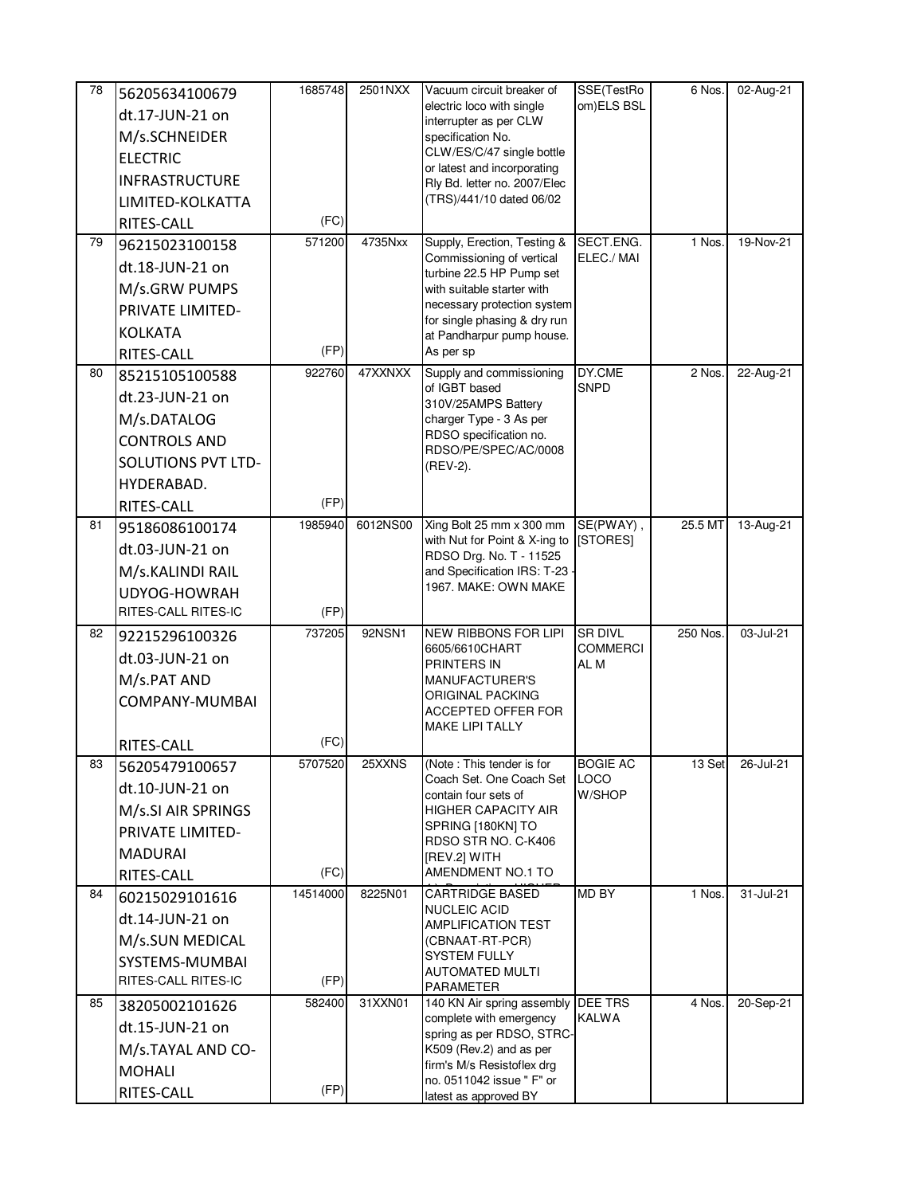| | | | | | | | |
|---|---|---|---|---|---|---|---|
| 78 | 56205634100679 dt.17-JUN-21 on M/s.SCHNEIDER ELECTRIC INFRASTRUCTURE LIMITED-KOLKATTA RITES-CALL | 1685748 (FC) | 2501NXX | Vacuum circuit breaker of electric loco with single interrupter as per CLW specification No. CLW/ES/C/47 single bottle or latest and incorporating Rly Bd. letter no. 2007/Elec (TRS)/441/10 dated 06/02 | SSE(TestRoom)ELS BSL | 6 Nos. | 02-Aug-21 |
| 79 | 96215023100158 dt.18-JUN-21 on M/s.GRW PUMPS PRIVATE LIMITED-KOLKATA RITES-CALL | 571200 (FP) | 4735Nxx | Supply, Erection, Testing & Commissioning of vertical turbine 22.5 HP Pump set with suitable starter with necessary protection system for single phasing & dry run at Pandharpur pump house. As per sp | SECT.ENG. ELEC./ MAI | 1 Nos. | 19-Nov-21 |
| 80 | 85215105100588 dt.23-JUN-21 on M/s.DATALOG CONTROLS AND SOLUTIONS PVT LTD-HYDERABAD. RITES-CALL | 922760 (FP) | 47XXNXX | Supply and commissioning of IGBT based 310V/25AMPS Battery charger Type - 3 As per RDSO specification no. RDSO/PE/SPEC/AC/0008 (REV-2). | DY.CME SNPD | 2 Nos. | 22-Aug-21 |
| 81 | 95186086100174 dt.03-JUN-21 on M/s.KALINDI RAIL UDYOG-HOWRAH RITES-CALL RITES-IC | 1985940 (FP) | 6012NS00 | Xing Bolt 25 mm x 300 mm with Nut for Point & X-ing to RDSO Drg. No. T - 11525 and Specification IRS: T-23 - 1967. MAKE: OWN MAKE | SE(PWAY) , [STORES] | 25.5 MT | 13-Aug-21 |
| 82 | 92215296100326 dt.03-JUN-21 on M/s.PAT AND COMPANY-MUMBAI RITES-CALL | 737205 (FC) | 92NSN1 | NEW RIBBONS FOR LIPI 6605/6610CHART PRINTERS IN MANUFACTURER'S ORIGINAL PACKING ACCEPTED OFFER FOR MAKE LIPI TALLY | SR DIVL COMMERCIAL M | 250 Nos. | 03-Jul-21 |
| 83 | 56205479100657 dt.10-JUN-21 on M/s.SI AIR SPRINGS PRIVATE LIMITED-MADURAI RITES-CALL | 5707520 (FC) | 25XXNS | (Note : This tender is for Coach Set. One Coach Set contain four sets of HIGHER CAPACITY AIR SPRING [180KN] TO RDSO STR NO. C-K406 [REV.2] WITH AMENDMENT NO.1 TO | BOGIE AC LOCO W/SHOP | 13 Set | 26-Jul-21 |
| 84 | 60215029101616 dt.14-JUN-21 on M/s.SUN MEDICAL SYSTEMS-MUMBAI RITES-CALL RITES-IC | 14514000 (FP) | 8225N01 | CARTRIDGE BASED NUCLEIC ACID AMPLIFICATION TEST (CBNAAT-RT-PCR) SYSTEM FULLY AUTOMATED MULTI PARAMETER | MD BY | 1 Nos. | 31-Jul-21 |
| 85 | 38205002101626 dt.15-JUN-21 on M/s.TAYAL AND CO-MOHALI RITES-CALL | 582400 (FP) | 31XXN01 | 140 KN Air spring assembly complete with emergency spring as per RDSO, STRC-K509 (Rev.2) and as per firm's M/s Resistoflex drg no. 0511042 issue " F" or latest as approved BY | DEE TRS KALWA | 4 Nos. | 20-Sep-21 |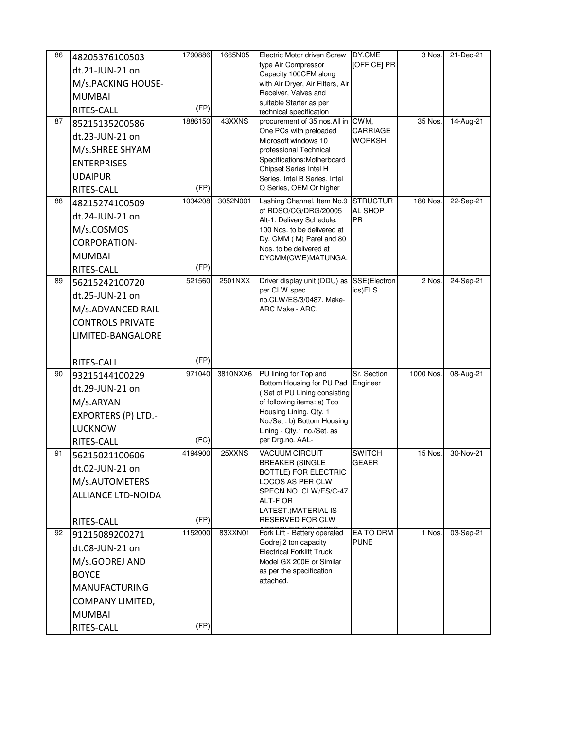| | | | | | | | |
|---|---|---|---|---|---|---|---|
| 86 | 48205376100503 dt.21-JUN-21 on M/s.PACKING HOUSE-MUMBAI RITES-CALL | 1790886 (FP) | 1665N05 | Electric Motor driven Screw type Air Compressor Capacity 100CFM along with Air Dryer, Air Filters, Air Receiver, Valves and suitable Starter as per technical specification | DY.CME [OFFICE] PR | 3 Nos. | 21-Dec-21 |
| 87 | 85215135200586 dt.23-JUN-21 on M/s.SHREE SHYAM ENTERPRISES-UDAIPUR RITES-CALL | 1886150 (FP) | 43XXNS | procurement of 35 nos.All in One PCs with preloaded Microsoft windows 10 professional Technical Specifications:Motherboard Chipset Series Intel H Series, Intel B Series, Intel Q Series, OEM Or higher | CWM, CARRIAGE WORKSH | 35 Nos. | 14-Aug-21 |
| 88 | 48215274100509 dt.24-JUN-21 on M/s.COSMOS CORPORATION-MUMBAI RITES-CALL | 1034208 (FP) | 3052N001 | Lashing Channel, Item No.9 of RDSO/CG/DRG/20005 Alt-1. Delivery Schedule: 100 Nos. to be delivered at Dy. CMM ( M) Parel and 80 Nos. to be delivered at DYCMM(CWE)MATUNGA. | STRUCTURAL SHOP PR | 180 Nos. | 22-Sep-21 |
| 89 | 56215242100720 dt.25-JUN-21 on M/s.ADVANCED RAIL CONTROLS PRIVATE LIMITED-BANGALORE RITES-CALL | 521560 (FP) | 2501NXX | Driver display unit (DDU) as per CLW spec no.CLW/ES/3/0487. Make- ARC Make - ARC. | SSE(Electronics)ELS | 2 Nos. | 24-Sep-21 |
| 90 | 93215144100229 dt.29-JUN-21 on M/s.ARYAN EXPORTERS (P) LTD.-LUCKNOW RITES-CALL | 971040 (FC) | 3810NXX6 | PU lining for Top and Bottom Housing for PU Pad ( Set of PU Lining consisting of following items: a) Top Housing Lining. Qty. 1 No./Set . b) Bottom Housing Lining - Qty.1 no./Set. as per Drg.no. AAL- | Sr. Section Engineer | 1000 Nos. | 08-Aug-21 |
| 91 | 56215021100606 dt.02-JUN-21 on M/s.AUTOMETERS ALLIANCE LTD-NOIDA RITES-CALL | 4194900 (FP) | 25XXNS | VACUUM CIRCUIT BREAKER (SINGLE BOTTLE) FOR ELECTRIC LOCOS AS PER CLW SPECN.NO. CLW/ES/C-47 ALT-F OR LATEST.(MATERIAL IS RESERVED FOR CLW | SWITCH GEAER | 15 Nos. | 30-Nov-21 |
| 92 | 91215089200271 dt.08-JUN-21 on M/s.GODREJ AND BOYCE MANUFACTURING COMPANY LIMITED, MUMBAI RITES-CALL | 1152000 (FP) | 83XXN01 | Fork Lift - Battery operated Godrej 2 ton capacity Electrical Forklift Truck Model GX 200E or Similar as per the specification attached. | EA TO DRM PUNE | 1 Nos. | 03-Sep-21 |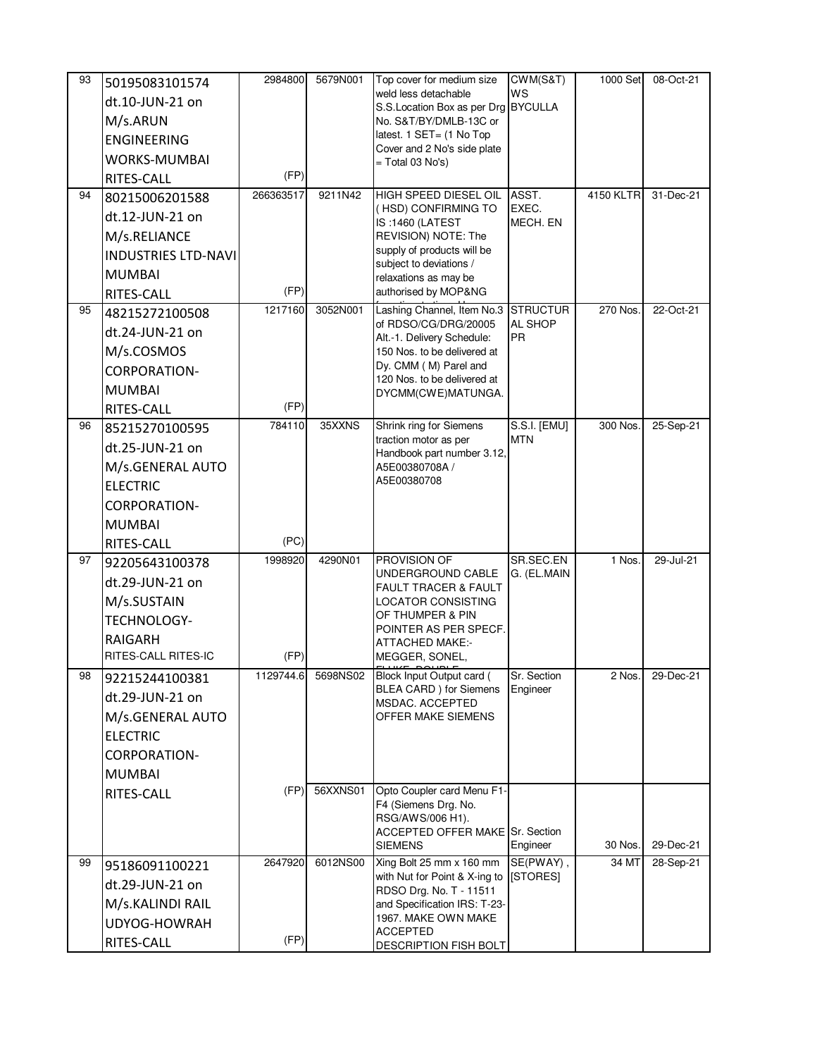| | | | | | | | |
|---|---|---|---|---|---|---|---|
| 93 | 50195083101574 dt.10-JUN-21 on M/s.ARUN ENGINEERING WORKS-MUMBAI RITES-CALL | 2984800 (FP) | 5679N001 | Top cover for medium size weld less detachable S.S.Location Box as per Drg No. S&T/BY/DMLB-13C or latest. 1 SET= (1 No Top Cover and 2 No's side plate = Total 03 No's) | CWM(S&T) WS BYCULLA | 1000 Set | 08-Oct-21 |
| 94 | 80215006201588 dt.12-JUN-21 on M/s.RELIANCE INDUSTRIES LTD-NAVI MUMBAI RITES-CALL | 266363517 (FP) | 9211N42 | HIGH SPEED DIESEL OIL ( HSD) CONFIRMING TO IS :1460 (LATEST REVISION) NOTE: The supply of products will be subject to deviations / relaxations as may be authorised by MOP&NG | ASST. EXEC. MECH. EN | 4150 KLTR | 31-Dec-21 |
| 95 | 48215272100508 dt.24-JUN-21 on M/s.COSMOS CORPORATION-MUMBAI RITES-CALL | 1217160 (FP) | 3052N001 | Lashing Channel, Item No.3 of RDSO/CG/DRG/20005 Alt.-1. Delivery Schedule: 150 Nos. to be delivered at Dy. CMM ( M) Parel and 120 Nos. to be delivered at DYCMM(CWE)MATUNGA. | STRUCTURAL SHOP PR | 270 Nos. | 22-Oct-21 |
| 96 | 85215270100595 dt.25-JUN-21 on M/s.GENERAL AUTO ELECTRIC CORPORATION-MUMBAI RITES-CALL | 784110 (PC) | 35XXNS | Shrink ring for Siemens traction motor as per Handbook part number 3.12, A5E00380708A / A5E00380708 | S.S.I. [EMU] MTN | 300 Nos. | 25-Sep-21 |
| 97 | 92205643100378 dt.29-JUN-21 on M/s.SUSTAIN TECHNOLOGY-RAIGARH RITES-CALL RITES-IC | 1998920 (FP) | 4290N01 | PROVISION OF UNDERGROUND CABLE FAULT TRACER & FAULT LOCATOR CONSISTING OF THUMPER & PIN POINTER AS PER SPECF. ATTACHED MAKE:- MEGGER, SONEL, | SR.SEC.ENG. (EL.MAIN | 1 Nos. | 29-Jul-21 |
| 98 | 92215244100381 dt.29-JUN-21 on M/s.GENERAL AUTO ELECTRIC CORPORATION-MUMBAI RITES-CALL | 1129744.6 (FP) | 5698NS02 | Block Input Output card ( BLEA CARD ) for Siemens MSDAC. ACCEPTED OFFER MAKE SIEMENS | Sr. Section Engineer | 2 Nos. | 29-Dec-21 |
| | | | 56XXNS01 | Opto Coupler card Menu F1-F4 (Siemens Drg. No. RSG/AWS/006 H1). ACCEPTED OFFER MAKE SIEMENS | Sr. Section Engineer | 30 Nos. | 29-Dec-21 |
| 99 | 95186091100221 dt.29-JUN-21 on M/s.KALINDI RAIL UDYOG-HOWRAH RITES-CALL | 2647920 (FP) | 6012NS00 | Xing Bolt 25 mm x 160 mm with Nut for Point & X-ing to RDSO Drg. No. T - 11511 and Specification IRS: T-23-1967. MAKE OWN MAKE ACCEPTED DESCRIPTION FISH BOLT | SE(PWAY), [STORES] | 34 MT | 28-Sep-21 |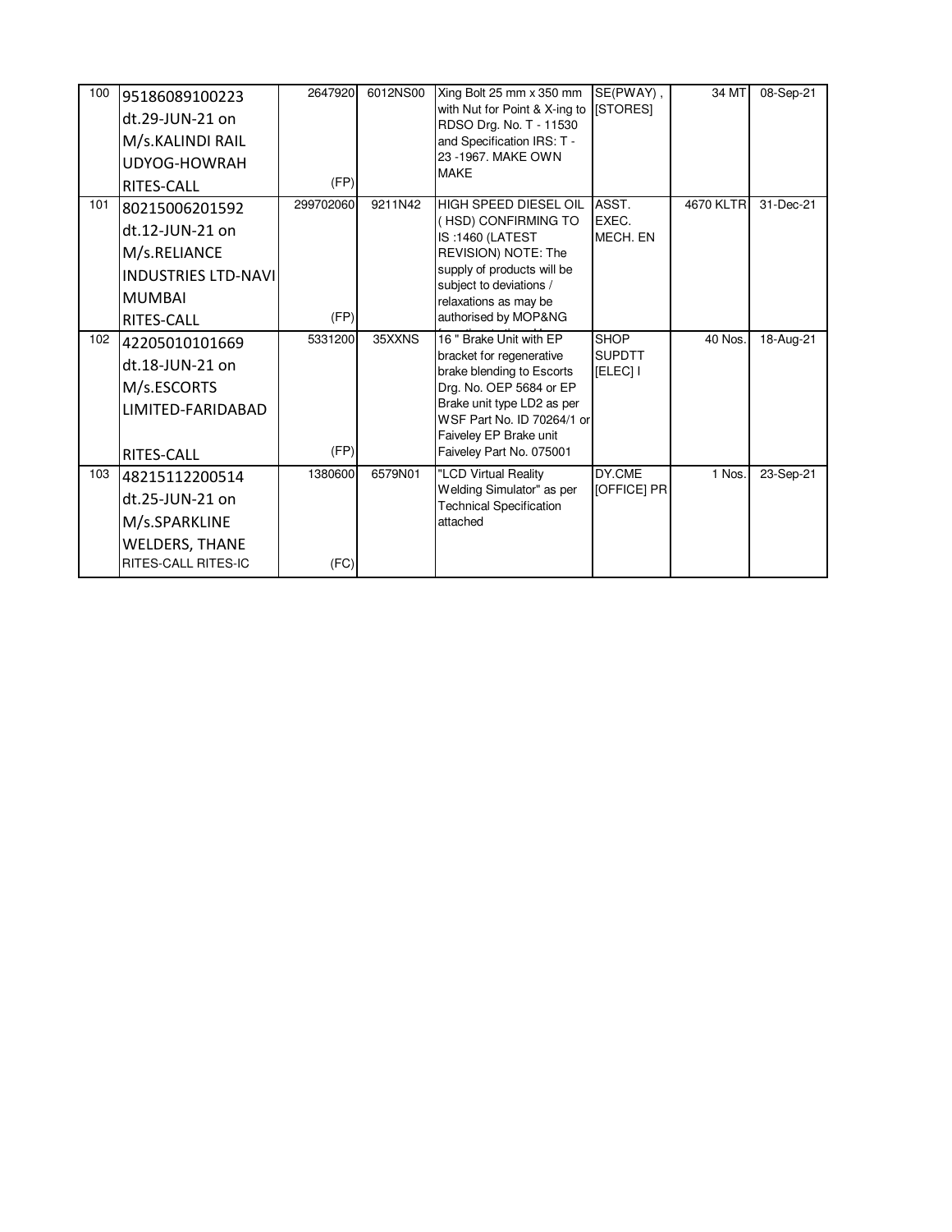| | | | | | | | |
|---|---|---|---|---|---|---|---|
| 100 | 95186089100223 dt.29-JUN-21 on M/s.KALINDI RAIL UDYOG-HOWRAH RITES-CALL | 2647920 (FP) | 6012NS00 | Xing Bolt 25 mm x 350 mm with Nut for Point & X-ing to RDSO Drg. No. T - 11530 and Specification IRS: T - 23 -1967. MAKE OWN MAKE | SE(PWAY) , [STORES] | 34 MT | 08-Sep-21 |
| 101 | 80215006201592 dt.12-JUN-21 on M/s.RELIANCE INDUSTRIES LTD-NAVI MUMBAI RITES-CALL | 299702060 (FP) | 9211N42 | HIGH SPEED DIESEL OIL ( HSD) CONFIRMING TO IS :1460 (LATEST REVISION) NOTE: The supply of products will be subject to deviations / relaxations as may be authorised by MOP&NG | ASST. EXEC. MECH. EN | 4670 KLTR | 31-Dec-21 |
| 102 | 42205010101669 dt.18-JUN-21 on M/s.ESCORTS LIMITED-FARIDABAD RITES-CALL | 5331200 (FP) | 35XXNS | 16 " Brake Unit with EP bracket for regenerative brake blending to Escorts Drg. No. OEP 5684 or EP Brake unit type LD2 as per WSF Part No. ID 70264/1 or Faiveley EP Brake unit Faiveley Part No. 075001 | SHOP SUPDTT [ELEC] I | 40 Nos. | 18-Aug-21 |
| 103 | 48215112200514 dt.25-JUN-21 on M/s.SPARKLINE WELDERS, THANE RITES-CALL RITES-IC | 1380600 (FC) | 6579N01 | "LCD Virtual Reality Welding Simulator" as per Technical Specification attached | DY.CME [OFFICE] PR | 1 Nos. | 23-Sep-21 |